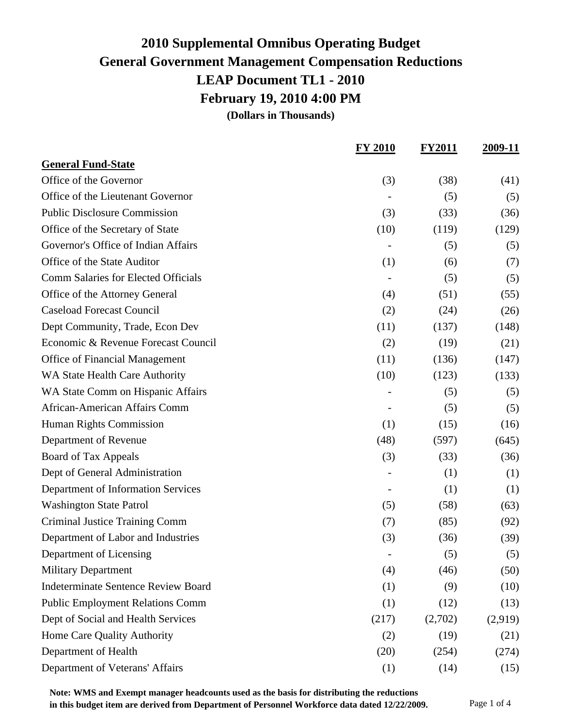# 2010 Supplemental Omnibus Operating Budget
# General Government Management Compensation Reductions
# LEAP Document TL1 - 2010
# February 19, 2010 4:00 PM

**(Dollars in Thousands)**

| | FY 2010 | FY2011 | 2009-11 |
|---|---|---|---|
| **General Fund-State** | | | |
| Office of the Governor | (3) | (38) | (41) |
| Office of the Lieutenant Governor | - | (5) | (5) |
| Public Disclosure Commission | (3) | (33) | (36) |
| Office of the Secretary of State | (10) | (119) | (129) |
| Governor's Office of Indian Affairs | - | (5) | (5) |
| Office of the State Auditor | (1) | (6) | (7) |
| Comm Salaries for Elected Officials | - | (5) | (5) |
| Office of the Attorney General | (4) | (51) | (55) |
| Caseload Forecast Council | (2) | (24) | (26) |
| Dept Community, Trade, Econ Dev | (11) | (137) | (148) |
| Economic & Revenue Forecast Council | (2) | (19) | (21) |
| Office of Financial Management | (11) | (136) | (147) |
| WA State Health Care Authority | (10) | (123) | (133) |
| WA State Comm on Hispanic Affairs | - | (5) | (5) |
| African-American Affairs Comm | - | (5) | (5) |
| Human Rights Commission | (1) | (15) | (16) |
| Department of Revenue | (48) | (597) | (645) |
| Board of Tax Appeals | (3) | (33) | (36) |
| Dept of General Administration | - | (1) | (1) |
| Department of Information Services | - | (1) | (1) |
| Washington State Patrol | (5) | (58) | (63) |
| Criminal Justice Training Comm | (7) | (85) | (92) |
| Department of Labor and Industries | (3) | (36) | (39) |
| Department of Licensing | - | (5) | (5) |
| Military Department | (4) | (46) | (50) |
| Indeterminate Sentence Review Board | (1) | (9) | (10) |
| Public Employment Relations Comm | (1) | (12) | (13) |
| Dept of Social and Health Services | (217) | (2,702) | (2,919) |
| Home Care Quality Authority | (2) | (19) | (21) |
| Department of Health | (20) | (254) | (274) |
| Department of Veterans' Affairs | (1) | (14) | (15) |

**Note: WMS and Exempt manager headcounts used as the basis for distributing the reductions in this budget item are derived from Department of Personnel Workforce data dated 12/22/2009.**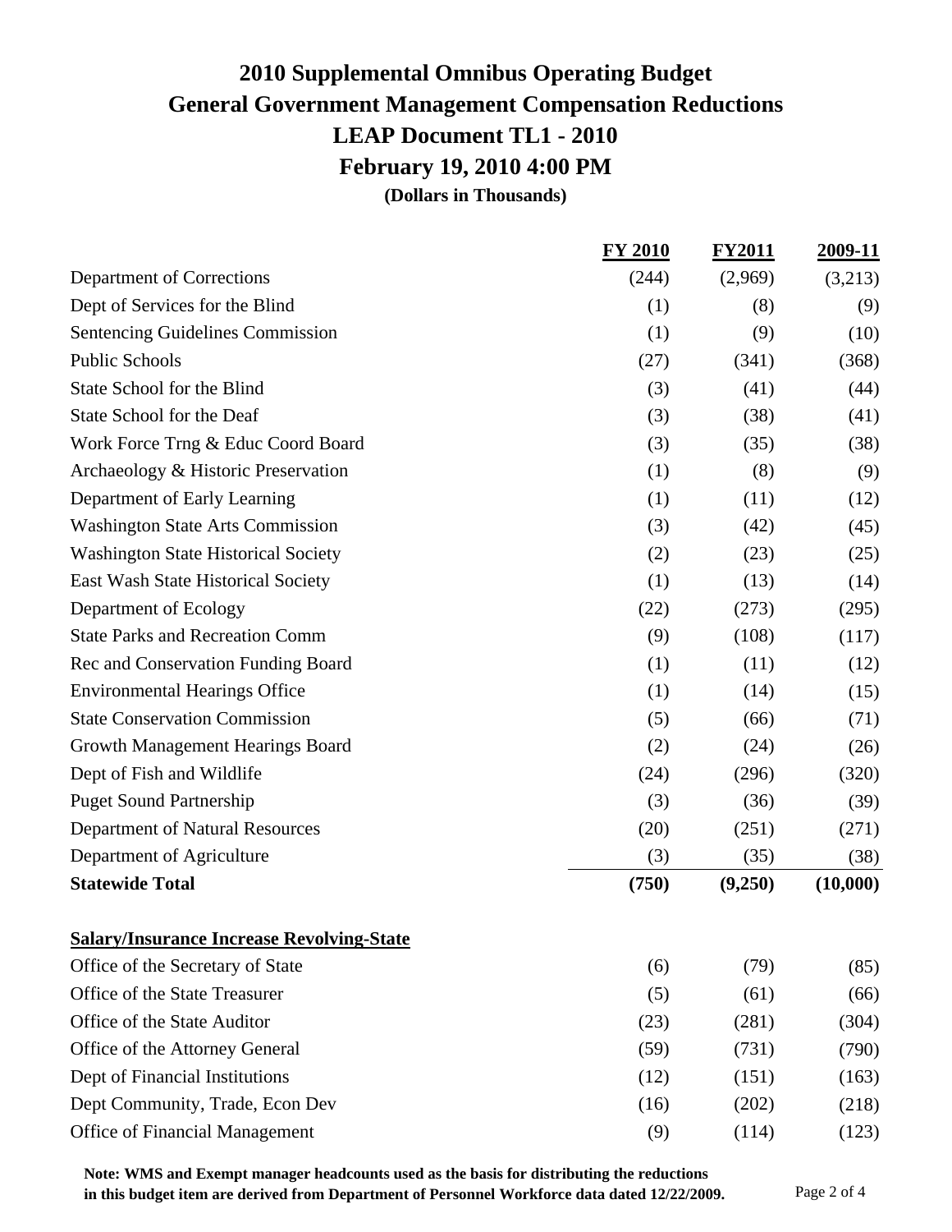# 2010 Supplemental Omnibus Operating Budget
## General Government Management Compensation Reductions
## LEAP Document TL1 - 2010
## February 19, 2010 4:00 PM

**(Dollars in Thousands)**

| | FY 2010 | FY2011 | 2009-11 |
|---|---|---|---|
| Department of Corrections | (244) | (2,969) | (3,213) |
| Dept of Services for the Blind | (1) | (8) | (9) |
| Sentencing Guidelines Commission | (1) | (9) | (10) |
| Public Schools | (27) | (341) | (368) |
| State School for the Blind | (3) | (41) | (44) |
| State School for the Deaf | (3) | (38) | (41) |
| Work Force Trng & Educ Coord Board | (3) | (35) | (38) |
| Archaeology & Historic Preservation | (1) | (8) | (9) |
| Department of Early Learning | (1) | (11) | (12) |
| Washington State Arts Commission | (3) | (42) | (45) |
| Washington State Historical Society | (2) | (23) | (25) |
| East Wash State Historical Society | (1) | (13) | (14) |
| Department of Ecology | (22) | (273) | (295) |
| State Parks and Recreation Comm | (9) | (108) | (117) |
| Rec and Conservation Funding Board | (1) | (11) | (12) |
| Environmental Hearings Office | (1) | (14) | (15) |
| State Conservation Commission | (5) | (66) | (71) |
| Growth Management Hearings Board | (2) | (24) | (26) |
| Dept of Fish and Wildlife | (24) | (296) | (320) |
| Puget Sound Partnership | (3) | (36) | (39) |
| Department of Natural Resources | (20) | (251) | (271) |
| Department of Agriculture | (3) | (35) | (38) |
| **Statewide Total** | **(750)** | **(9,250)** | **(10,000)** |

**Salary/Insurance Increase Revolving-State**

| | FY 2010 | FY2011 | 2009-11 |
|---|---|---|---|
| Office of the Secretary of State | (6) | (79) | (85) |
| Office of the State Treasurer | (5) | (61) | (66) |
| Office of the State Auditor | (23) | (281) | (304) |
| Office of the Attorney General | (59) | (731) | (790) |
| Dept of Financial Institutions | (12) | (151) | (163) |
| Dept Community, Trade, Econ Dev | (16) | (202) | (218) |
| Office of Financial Management | (9) | (114) | (123) |

**Note: WMS and Exempt manager headcounts used as the basis for distributing the reductions in this budget item are derived from Department of Personnel Workforce data dated 12/22/2009.**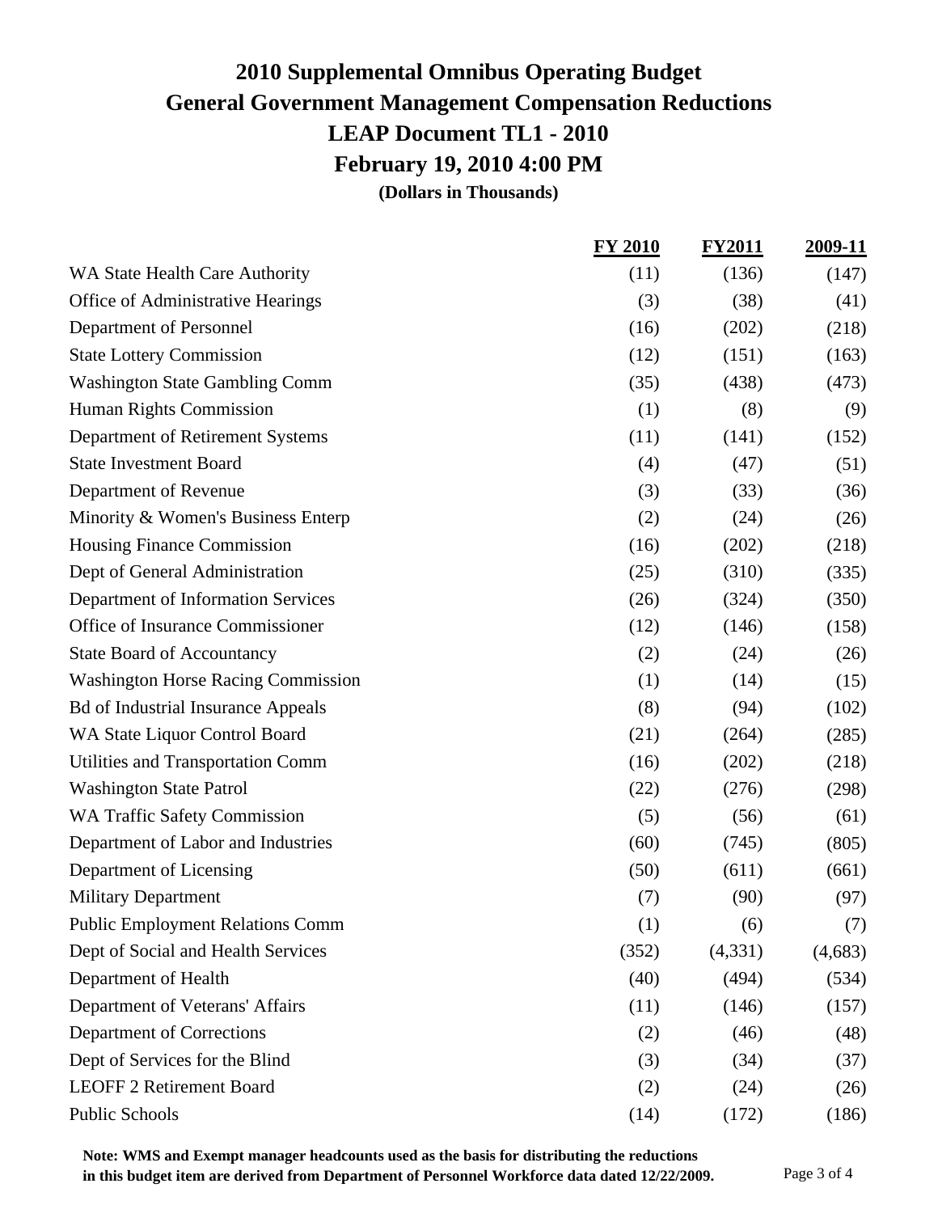# 2010 Supplemental Omnibus Operating Budget
## General Government Management Compensation Reductions
## LEAP Document TL1 - 2010
## February 19, 2010 4:00 PM
**(Dollars in Thousands)**

| | FY 2010 | FY2011 | 2009-11 |
|---|---|---|---|
| WA State Health Care Authority | (11) | (136) | (147) |
| Office of Administrative Hearings | (3) | (38) | (41) |
| Department of Personnel | (16) | (202) | (218) |
| State Lottery Commission | (12) | (151) | (163) |
| Washington State Gambling Comm | (35) | (438) | (473) |
| Human Rights Commission | (1) | (8) | (9) |
| Department of Retirement Systems | (11) | (141) | (152) |
| State Investment Board | (4) | (47) | (51) |
| Department of Revenue | (3) | (33) | (36) |
| Minority & Women's Business Enterp | (2) | (24) | (26) |
| Housing Finance Commission | (16) | (202) | (218) |
| Dept of General Administration | (25) | (310) | (335) |
| Department of Information Services | (26) | (324) | (350) |
| Office of Insurance Commissioner | (12) | (146) | (158) |
| State Board of Accountancy | (2) | (24) | (26) |
| Washington Horse Racing Commission | (1) | (14) | (15) |
| Bd of Industrial Insurance Appeals | (8) | (94) | (102) |
| WA State Liquor Control Board | (21) | (264) | (285) |
| Utilities and Transportation Comm | (16) | (202) | (218) |
| Washington State Patrol | (22) | (276) | (298) |
| WA Traffic Safety Commission | (5) | (56) | (61) |
| Department of Labor and Industries | (60) | (745) | (805) |
| Department of Licensing | (50) | (611) | (661) |
| Military Department | (7) | (90) | (97) |
| Public Employment Relations Comm | (1) | (6) | (7) |
| Dept of Social and Health Services | (352) | (4,331) | (4,683) |
| Department of Health | (40) | (494) | (534) |
| Department of Veterans' Affairs | (11) | (146) | (157) |
| Department of Corrections | (2) | (46) | (48) |
| Dept of Services for the Blind | (3) | (34) | (37) |
| LEOFF 2 Retirement Board | (2) | (24) | (26) |
| Public Schools | (14) | (172) | (186) |

**Note: WMS and Exempt manager headcounts used as the basis for distributing the reductions in this budget item are derived from Department of Personnel Workforce data dated 12/22/2009.**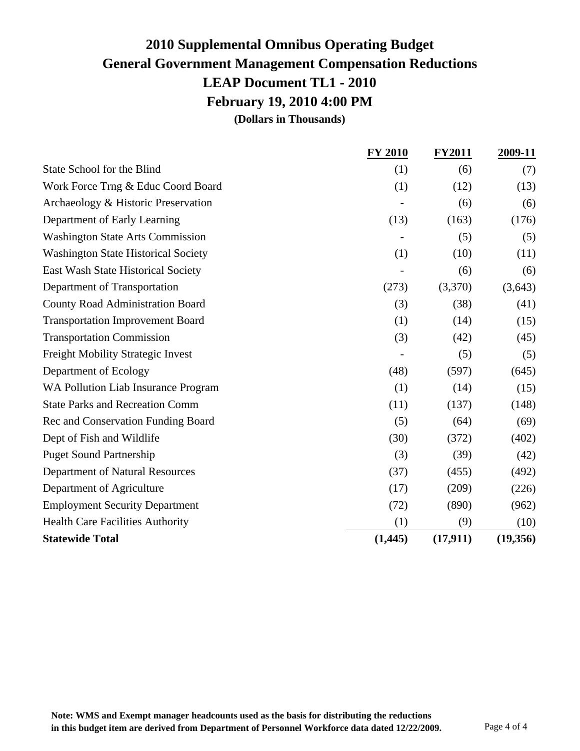# 2010 Supplemental Omnibus Operating Budget
# General Government Management Compensation Reductions
# LEAP Document TL1 - 2010
# February 19, 2010 4:00 PM

**(Dollars in Thousands)**

| | FY 2010 | FY2011 | 2009-11 |
|---|---|---|---|
| State School for the Blind | (1) | (6) | (7) |
| Work Force Trng & Educ Coord Board | (1) | (12) | (13) |
| Archaeology & Historic Preservation | - | (6) | (6) |
| Department of Early Learning | (13) | (163) | (176) |
| Washington State Arts Commission | - | (5) | (5) |
| Washington State Historical Society | (1) | (10) | (11) |
| East Wash State Historical Society | - | (6) | (6) |
| Department of Transportation | (273) | (3,370) | (3,643) |
| County Road Administration Board | (3) | (38) | (41) |
| Transportation Improvement Board | (1) | (14) | (15) |
| Transportation Commission | (3) | (42) | (45) |
| Freight Mobility Strategic Invest | - | (5) | (5) |
| Department of Ecology | (48) | (597) | (645) |
| WA Pollution Liab Insurance Program | (1) | (14) | (15) |
| State Parks and Recreation Comm | (11) | (137) | (148) |
| Rec and Conservation Funding Board | (5) | (64) | (69) |
| Dept of Fish and Wildlife | (30) | (372) | (402) |
| Puget Sound Partnership | (3) | (39) | (42) |
| Department of Natural Resources | (37) | (455) | (492) |
| Department of Agriculture | (17) | (209) | (226) |
| Employment Security Department | (72) | (890) | (962) |
| Health Care Facilities Authority | (1) | (9) | (10) |
| **Statewide Total** | **(1,445)** | **(17,911)** | **(19,356)** |

**Note: WMS and Exempt manager headcounts used as the basis for distributing the reductions in this budget item are derived from Department of Personnel Workforce data dated 12/22/2009.**